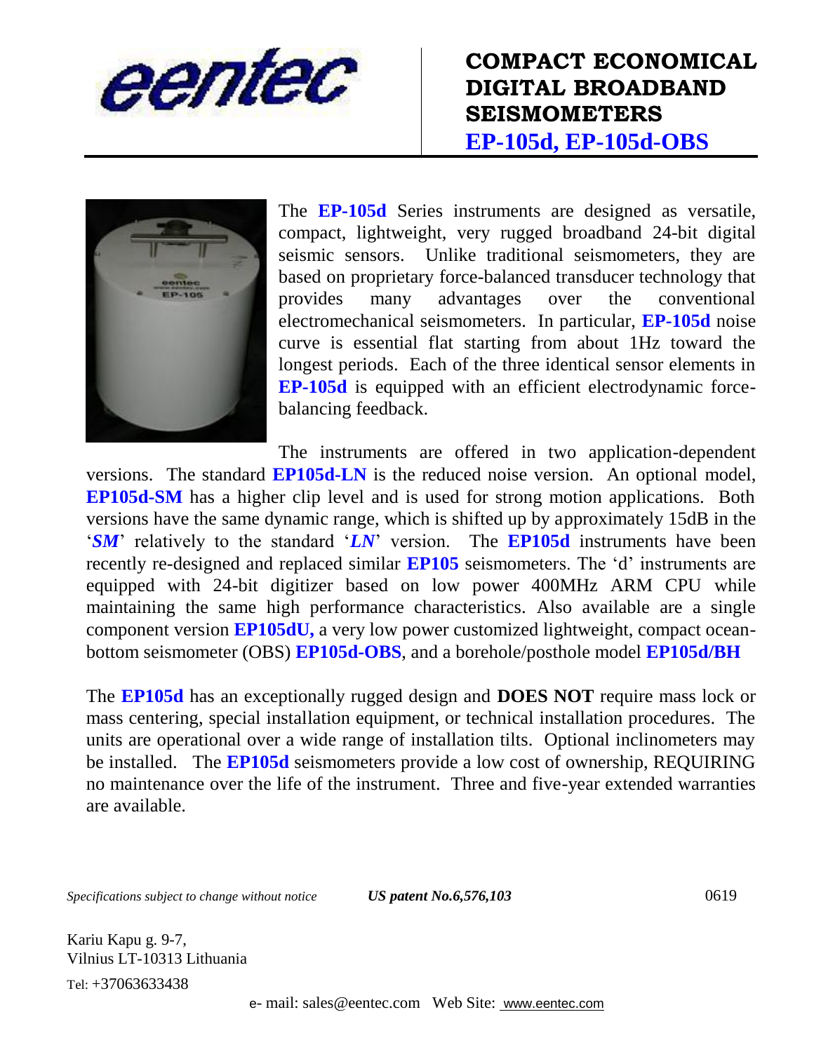eentec

# COMPACT ECONOMICAL DIGITAL BROADBAND SEISMOMETERS

## EP-105d, EP-105d-OBS

The **EP-105d** Series instruments are designed as versatile, compact, lightweight, very rugged broadband 24-bit digital seismic sensors. Unlike traditional seismometers, they are based on proprietary force-balanced transducer technology that provides many advantages over the conventional electromechanical seismometers. In particular, **EP-105d** noise curve is essential flat starting from about 1Hz toward the longest periods. Each of the three identical sensor elements in **EP-105d** is equipped with an efficient electrodynamic force-balancing feedback.

The instruments are offered in two application-dependent versions. The standard **EP105d-LN** is the reduced noise version. An optional model, **EP105d-SM** has a higher clip level and is used for strong motion applications. Both versions have the same dynamic range, which is shifted up by approximately 15dB in the '***SM***' relatively to the standard '***LN***' version. The **EP105d** instruments have been recently re-designed and replaced similar **EP105** seismometers. The 'd' instruments are equipped with 24-bit digitizer based on low power 400MHz ARM CPU while maintaining the same high performance characteristics. Also available are a single component version **EP105dU,** a very low power customized lightweight, compact ocean-bottom seismometer (OBS) **EP105d-OBS**, and a borehole/posthole model **EP105d/BH**

The **EP105d** has an exceptionally rugged design and **DOES NOT** require mass lock or mass centering, special installation equipment, or technical installation procedures. The units are operational over a wide range of installation tilts. Optional inclinometers may be installed. The **EP105d** seismometers provide a low cost of ownership, REQUIRING no maintenance over the life of the instrument. Three and five-year extended warranties are available.

*Specifications subject to change without notice* ***US patent No.6,576,103*** 0619

Kariu Kapu g. 9-7,
Vilnius LT-10313 Lithuania
Tel: +37063633438

e- mail: sales@eentec.com Web Site: www.eentec.com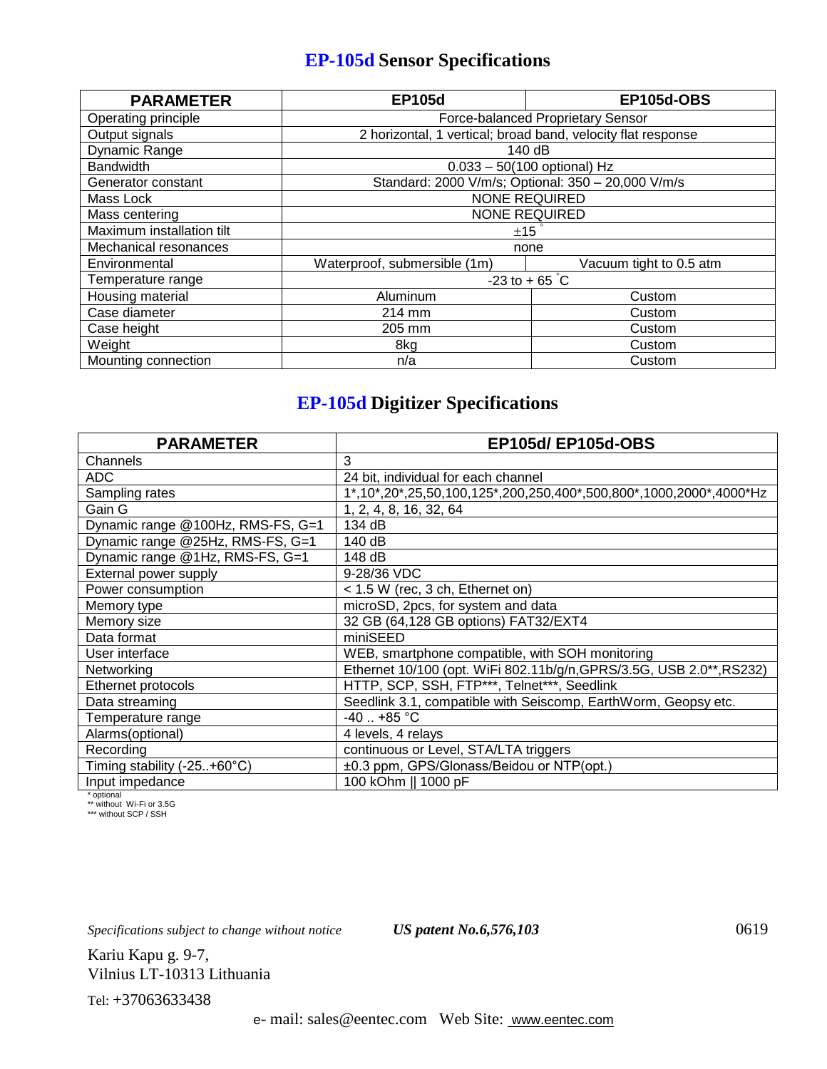## EP-105d Sensor Specifications

| PARAMETER | EP105d | EP105d-OBS |
|---|---|---|
| Operating principle | Force-balanced Proprietary Sensor | |
| Output signals | 2 horizontal, 1 vertical; broad band, velocity flat response | |
| Dynamic Range | 140 dB | |
| Bandwidth | 0.033 – 50(100 optional) Hz | |
| Generator constant | Standard: 2000 V/m/s; Optional: 350 – 20,000 V/m/s | |
| Mass Lock | NONE REQUIRED | |
| Mass centering | NONE REQUIRED | |
| Maximum installation tilt | ±15 ° | |
| Mechanical resonances | none | |
| Environmental | Waterproof, submersible (1m) | Vacuum tight to 0.5 atm |
| Temperature range | -23 to + 65 °C | |
| Housing material | Aluminum | Custom |
| Case diameter | 214 mm | Custom |
| Case height | 205 mm | Custom |
| Weight | 8kg | Custom |
| Mounting connection | n/a | Custom |

## EP-105d Digitizer Specifications

| PARAMETER | EP105d/ EP105d-OBS |
|---|---|
| Channels | 3 |
| ADC | 24 bit, individual for each channel |
| Sampling rates | 1*,10*,20*,25,50,100,125*,200,250,400*,500,800*,1000,2000*,4000*Hz |
| Gain G | 1, 2, 4, 8, 16, 32, 64 |
| Dynamic range @100Hz, RMS-FS, G=1 | 134 dB |
| Dynamic range @25Hz, RMS-FS, G=1 | 140 dB |
| Dynamic range @1Hz, RMS-FS, G=1 | 148 dB |
| External power supply | 9-28/36 VDC |
| Power consumption | < 1.5 W (rec, 3 ch, Ethernet on) |
| Memory type | microSD, 2pcs, for system and data |
| Memory size | 32 GB (64,128 GB options) FAT32/EXT4 |
| Data format | miniSEED |
| User interface | WEB, smartphone compatible, with SOH monitoring |
| Networking | Ethernet 10/100 (opt. WiFi 802.11b/g/n,GPRS/3.5G, USB 2.0**,RS232) |
| Ethernet protocols | HTTP, SCP, SSH, FTP***, Telnet***, Seedlink |
| Data streaming | Seedlink 3.1, compatible with Seiscomp, EarthWorm, Geopsy etc. |
| Temperature range | -40 .. +85 °C |
| Alarms(optional) | 4 levels, 4 relays |
| Recording | continuous or Level, STA/LTA triggers |
| Timing stability (-25..+60°C) | ±0.3 ppm, GPS/Glonass/Beidou or NTP(opt.) |
| Input impedance | 100 kOhm \|\| 1000 pF |

\* optional
\** without Wi-Fi or 3.5G
\*** without SCP / SSH

*Specifications subject to change without notice* ***US patent No.6,576,103*** 0619

Kariu Kapu g. 9-7,
Vilnius LT-10313 Lithuania

Tel: +37063633438

e- mail: sales@eentec.com Web Site: www.eentec.com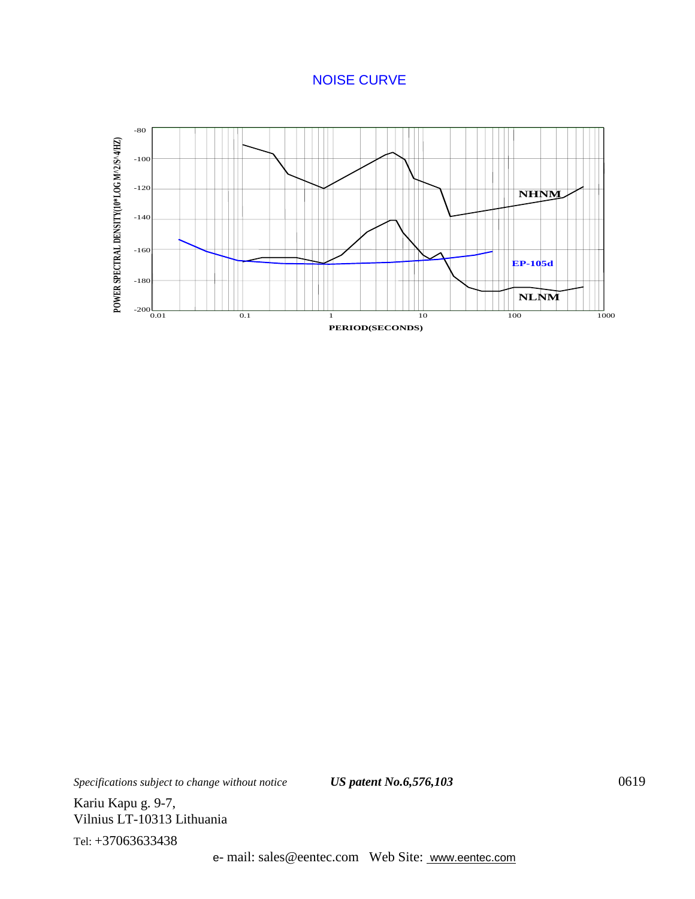## NOISE CURVE

POWER SPECTRAL DENSITY(10*LOG M^2/S^4/HZ)

-80
-100
-120
-140
-160
-180
-200

0.01
0.1
1
10
100
1000

PERIOD(SECONDS)

NHNM

EP-105d

NLNM

*Specifications subject to change without notice* ***US patent No.6,576,103*** 0619

Kariu Kapu g. 9-7,
Vilnius LT-10313 Lithuania

Tel: +37063633438

e- mail: sales@eentec.com Web Site: www.eentec.com